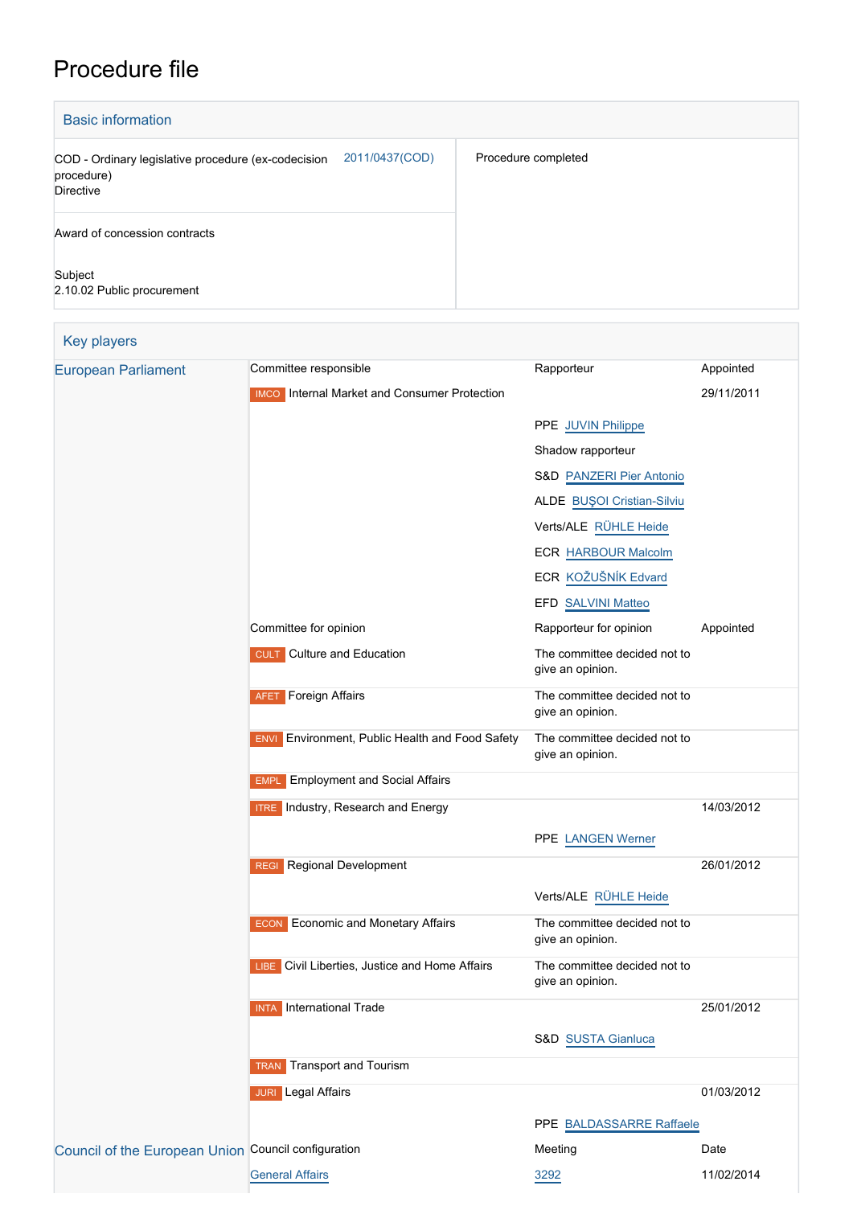# Procedure file

## Basic information

| | | |
|---|---|---|
| COD - Ordinary legislative procedure (ex-codecision procedure) Directive | 2011/0437(COD) | Procedure completed |
| Award of concession contracts | | |
| Subject 2.10.02 Public procurement | | |

## Key players

| | | | |
|---|---|---|---|
| European Parliament | Committee responsible | Rapporteur | Appointed |
| | IMCO Internal Market and Consumer Protection | | 29/11/2011 |
| | | PPE JUVIN Philippe | |
| | | Shadow rapporteur | |
| | | S&D PANZERI Pier Antonio | |
| | | ALDE BUŞOI Cristian-Silviu | |
| | | Verts/ALE RÜHLE Heide | |
| | | ECR HARBOUR Malcolm | |
| | | ECR KOŽUŠNÍK Edvard | |
| | | EFD SALVINI Matteo | |
| | Committee for opinion | Rapporteur for opinion | Appointed |
| | CULT Culture and Education | The committee decided not to give an opinion. | |
| | AFET Foreign Affairs | The committee decided not to give an opinion. | |
| | ENVI Environment, Public Health and Food Safety | The committee decided not to give an opinion. | |
| | EMPL Employment and Social Affairs | | |
| | ITRE Industry, Research and Energy | | 14/03/2012 |
| | | PPE LANGEN Werner | |
| | REGI Regional Development | | 26/01/2012 |
| | | Verts/ALE RÜHLE Heide | |
| | ECON Economic and Monetary Affairs | The committee decided not to give an opinion. | |
| | LIBE Civil Liberties, Justice and Home Affairs | The committee decided not to give an opinion. | |
| | INTA International Trade | | 25/01/2012 |
| | | S&D SUSTA Gianluca | |
| | TRAN Transport and Tourism | | |
| | JURI Legal Affairs | | 01/03/2012 |
| | | PPE BALDASSARRE Raffaele | |
| Council of the European Union | Council configuration | Meeting | Date |
| | General Affairs | 3292 | 11/02/2014 |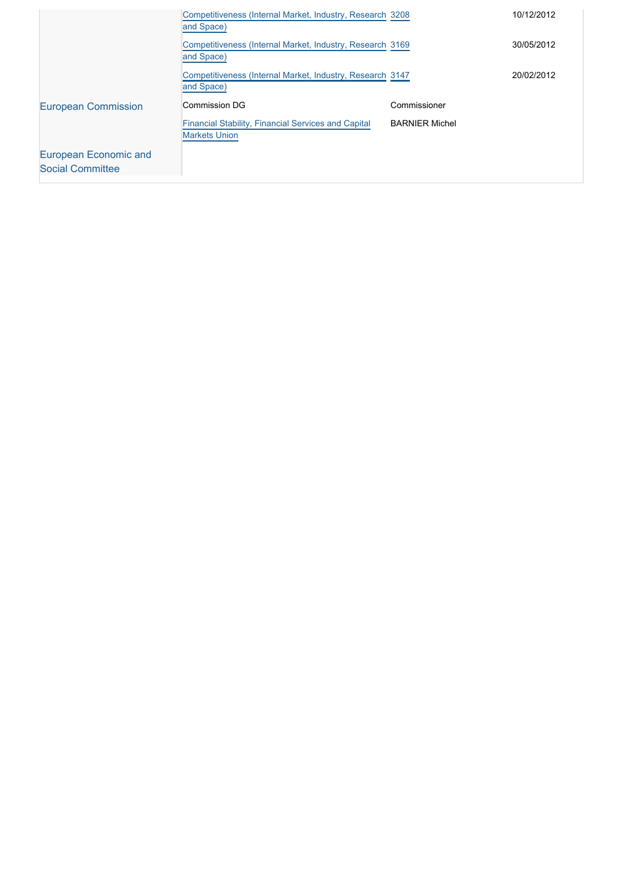| | | | |
|---|---|---|---|
| | Competitiveness (Internal Market, Industry, Research and Space) | 3208 | 10/12/2012 |
| | Competitiveness (Internal Market, Industry, Research and Space) | 3169 | 30/05/2012 |
| | Competitiveness (Internal Market, Industry, Research and Space) | 3147 | 20/02/2012 |
| European Commission | Commission DG | Commissioner | |
| | Financial Stability, Financial Services and Capital Markets Union | BARNIER Michel | |
| European Economic and Social Committee | | | |